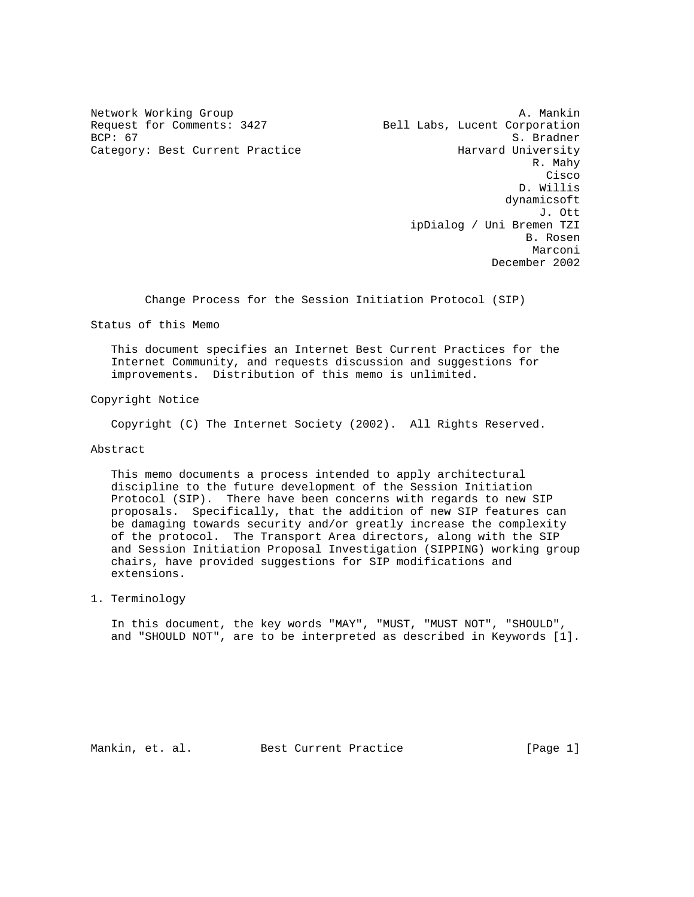Network Working Group A. Mankin
Request for Comments: 3427 Bell Labs, Lucent Corporation
BCP: 67 S. Bradner
Category: Best Current Practice Harvard University
R. Mahy
Cisco
D. Willis
dynamicsoft
J. Ott
ipDialog / Uni Bremen TZI
B. Rosen
Marconi
December 2002

# Change Process for the Session Initiation Protocol (SIP)

## Status of this Memo

This document specifies an Internet Best Current Practices for the Internet Community, and requests discussion and suggestions for improvements. Distribution of this memo is unlimited.

## Copyright Notice

Copyright (C) The Internet Society (2002). All Rights Reserved.

## Abstract

This memo documents a process intended to apply architectural discipline to the future development of the Session Initiation Protocol (SIP). There have been concerns with regards to new SIP proposals. Specifically, that the addition of new SIP features can be damaging towards security and/or greatly increase the complexity of the protocol. The Transport Area directors, along with the SIP and Session Initiation Proposal Investigation (SIPPING) working group chairs, have provided suggestions for SIP modifications and extensions.

## 1. Terminology

In this document, the key words "MAY", "MUST, "MUST NOT", "SHOULD", and "SHOULD NOT", are to be interpreted as described in Keywords [1].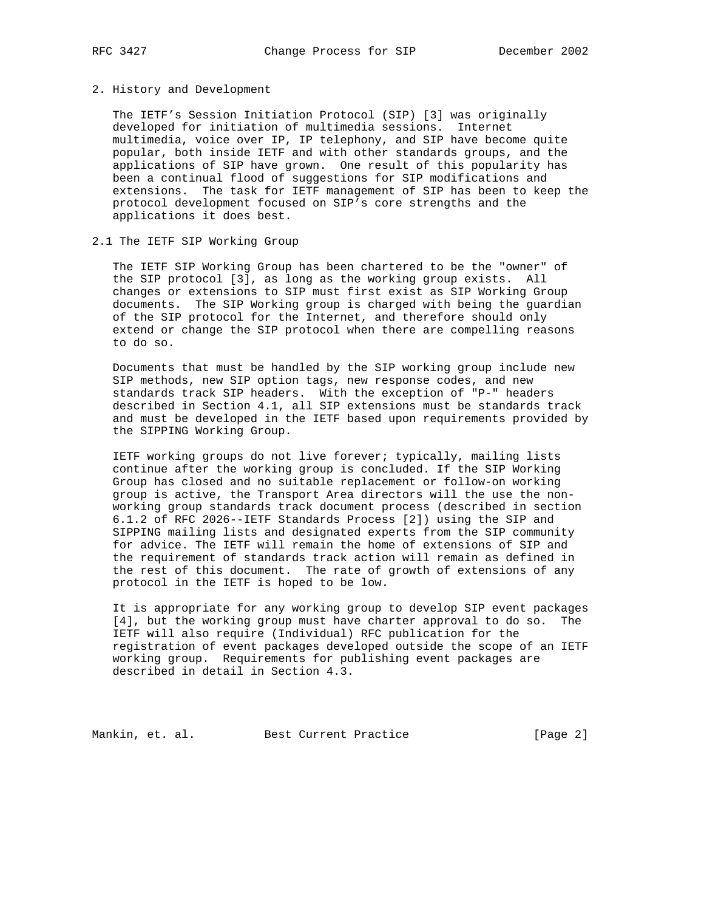## 2. History and Development

The IETF's Session Initiation Protocol (SIP) [3] was originally developed for initiation of multimedia sessions. Internet multimedia, voice over IP, IP telephony, and SIP have become quite popular, both inside IETF and with other standards groups, and the applications of SIP have grown. One result of this popularity has been a continual flood of suggestions for SIP modifications and extensions. The task for IETF management of SIP has been to keep the protocol development focused on SIP's core strengths and the applications it does best.

### 2.1 The IETF SIP Working Group

The IETF SIP Working Group has been chartered to be the "owner" of the SIP protocol [3], as long as the working group exists. All changes or extensions to SIP must first exist as SIP Working Group documents. The SIP Working group is charged with being the guardian of the SIP protocol for the Internet, and therefore should only extend or change the SIP protocol when there are compelling reasons to do so.

Documents that must be handled by the SIP working group include new SIP methods, new SIP option tags, new response codes, and new standards track SIP headers. With the exception of "P-" headers described in Section 4.1, all SIP extensions must be standards track and must be developed in the IETF based upon requirements provided by the SIPPING Working Group.

IETF working groups do not live forever; typically, mailing lists continue after the working group is concluded. If the SIP Working Group has closed and no suitable replacement or follow-on working group is active, the Transport Area directors will the use the non-working group standards track document process (described in section 6.1.2 of RFC 2026--IETF Standards Process [2]) using the SIP and SIPPING mailing lists and designated experts from the SIP community for advice. The IETF will remain the home of extensions of SIP and the requirement of standards track action will remain as defined in the rest of this document. The rate of growth of extensions of any protocol in the IETF is hoped to be low.

It is appropriate for any working group to develop SIP event packages [4], but the working group must have charter approval to do so. The IETF will also require (Individual) RFC publication for the registration of event packages developed outside the scope of an IETF working group. Requirements for publishing event packages are described in detail in Section 4.3.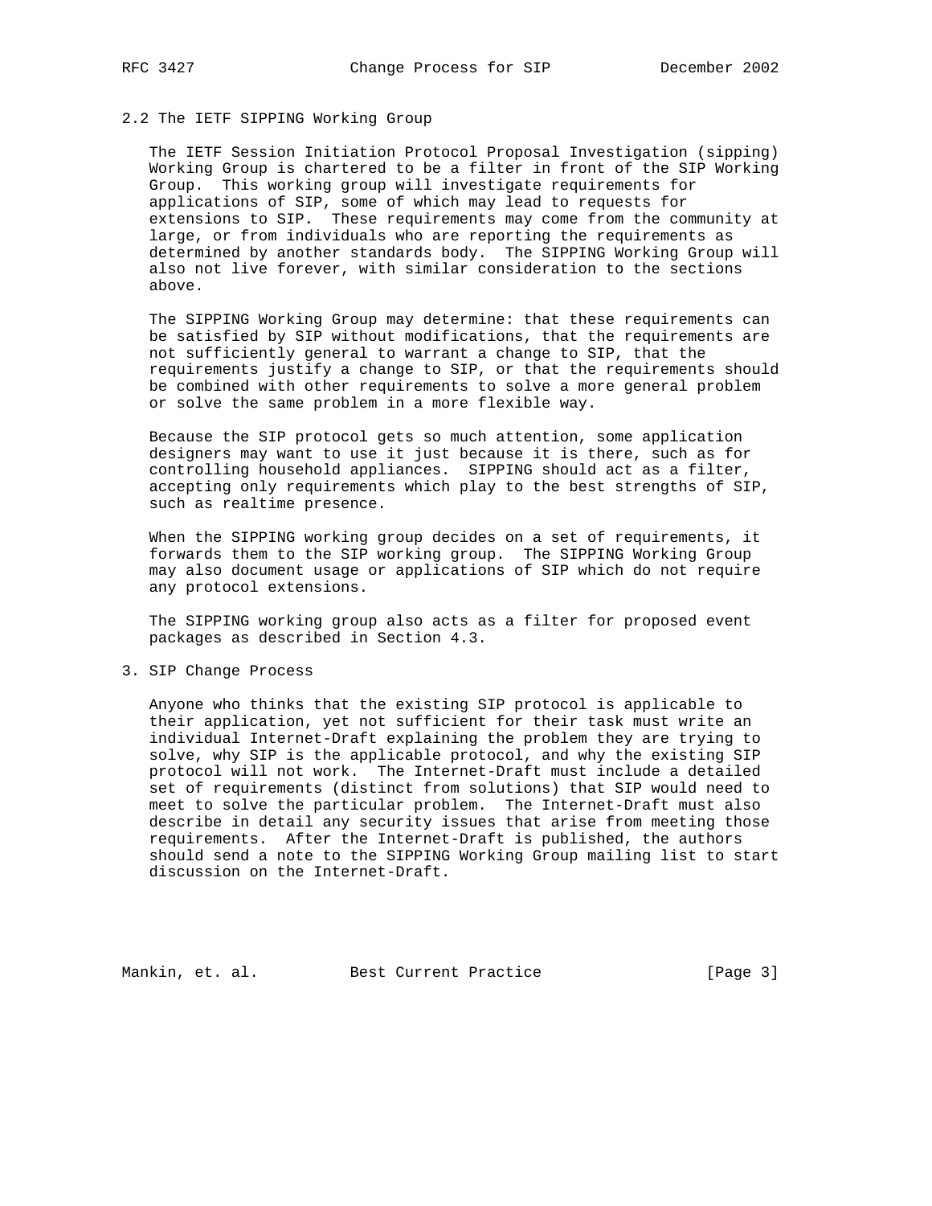## 2.2 The IETF SIPPING Working Group

The IETF Session Initiation Protocol Proposal Investigation (sipping) Working Group is chartered to be a filter in front of the SIP Working Group. This working group will investigate requirements for applications of SIP, some of which may lead to requests for extensions to SIP. These requirements may come from the community at large, or from individuals who are reporting the requirements as determined by another standards body. The SIPPING Working Group will also not live forever, with similar consideration to the sections above.

The SIPPING Working Group may determine: that these requirements can be satisfied by SIP without modifications, that the requirements are not sufficiently general to warrant a change to SIP, that the requirements justify a change to SIP, or that the requirements should be combined with other requirements to solve a more general problem or solve the same problem in a more flexible way.

Because the SIP protocol gets so much attention, some application designers may want to use it just because it is there, such as for controlling household appliances. SIPPING should act as a filter, accepting only requirements which play to the best strengths of SIP, such as realtime presence.

When the SIPPING working group decides on a set of requirements, it forwards them to the SIP working group. The SIPPING Working Group may also document usage or applications of SIP which do not require any protocol extensions.

The SIPPING working group also acts as a filter for proposed event packages as described in Section 4.3.

# 3. SIP Change Process

Anyone who thinks that the existing SIP protocol is applicable to their application, yet not sufficient for their task must write an individual Internet-Draft explaining the problem they are trying to solve, why SIP is the applicable protocol, and why the existing SIP protocol will not work. The Internet-Draft must include a detailed set of requirements (distinct from solutions) that SIP would need to meet to solve the particular problem. The Internet-Draft must also describe in detail any security issues that arise from meeting those requirements. After the Internet-Draft is published, the authors should send a note to the SIPPING Working Group mailing list to start discussion on the Internet-Draft.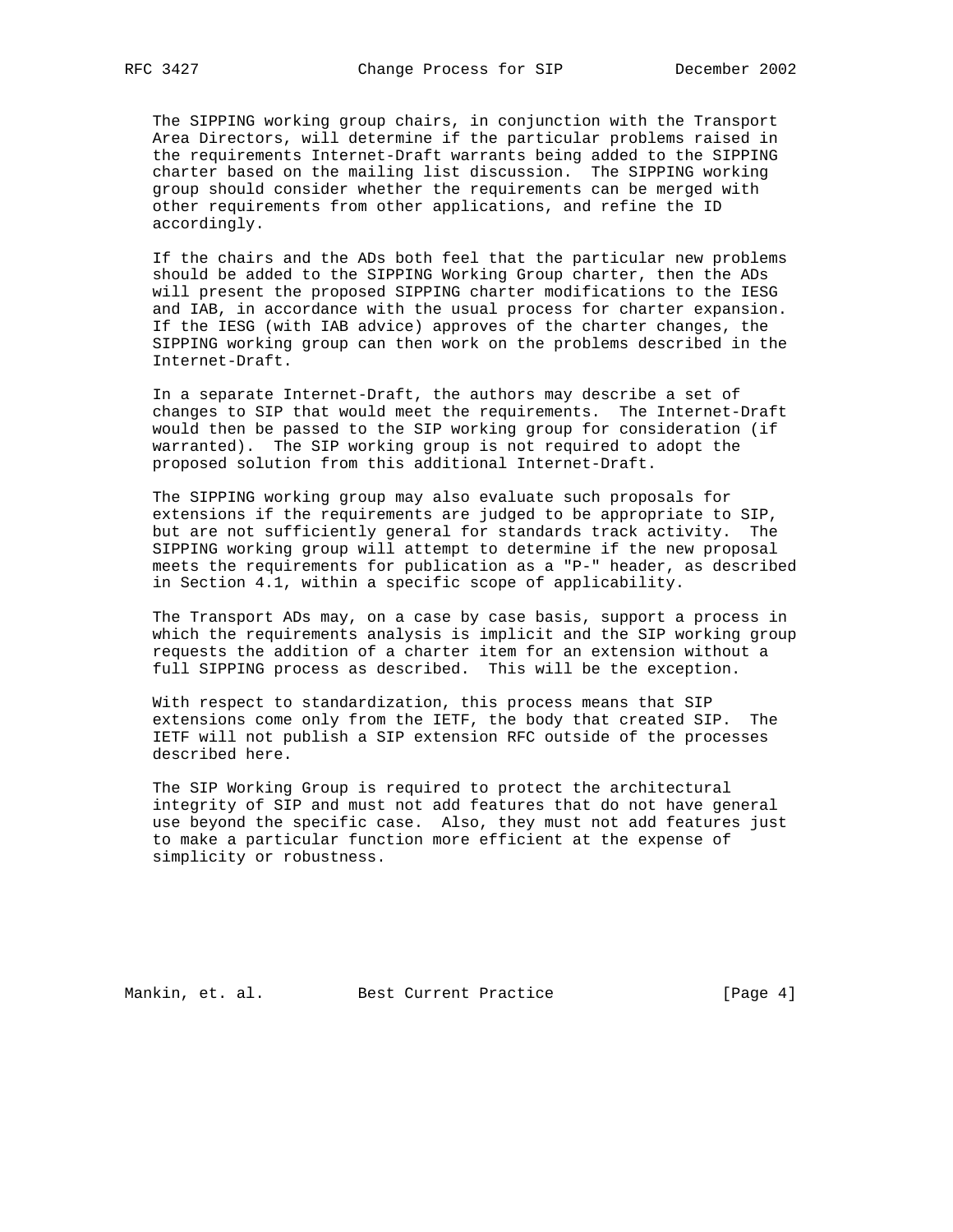The SIPPING working group chairs, in conjunction with the Transport Area Directors, will determine if the particular problems raised in the requirements Internet-Draft warrants being added to the SIPPING charter based on the mailing list discussion. The SIPPING working group should consider whether the requirements can be merged with other requirements from other applications, and refine the ID accordingly.

If the chairs and the ADs both feel that the particular new problems should be added to the SIPPING Working Group charter, then the ADs will present the proposed SIPPING charter modifications to the IESG and IAB, in accordance with the usual process for charter expansion. If the IESG (with IAB advice) approves of the charter changes, the SIPPING working group can then work on the problems described in the Internet-Draft.

In a separate Internet-Draft, the authors may describe a set of changes to SIP that would meet the requirements. The Internet-Draft would then be passed to the SIP working group for consideration (if warranted). The SIP working group is not required to adopt the proposed solution from this additional Internet-Draft.

The SIPPING working group may also evaluate such proposals for extensions if the requirements are judged to be appropriate to SIP, but are not sufficiently general for standards track activity. The SIPPING working group will attempt to determine if the new proposal meets the requirements for publication as a "P-" header, as described in Section 4.1, within a specific scope of applicability.

The Transport ADs may, on a case by case basis, support a process in which the requirements analysis is implicit and the SIP working group requests the addition of a charter item for an extension without a full SIPPING process as described. This will be the exception.

With respect to standardization, this process means that SIP extensions come only from the IETF, the body that created SIP. The IETF will not publish a SIP extension RFC outside of the processes described here.

The SIP Working Group is required to protect the architectural integrity of SIP and must not add features that do not have general use beyond the specific case. Also, they must not add features just to make a particular function more efficient at the expense of simplicity or robustness.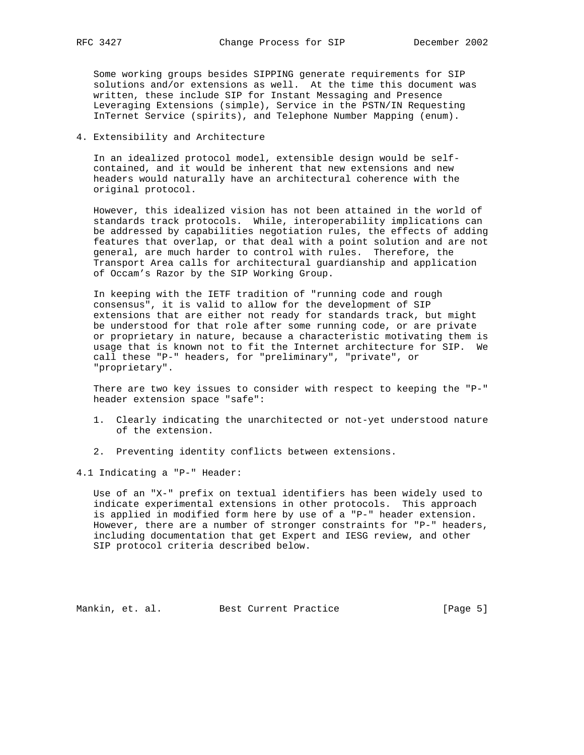Some working groups besides SIPPING generate requirements for SIP solutions and/or extensions as well. At the time this document was written, these include SIP for Instant Messaging and Presence Leveraging Extensions (simple), Service in the PSTN/IN Requesting InTernet Service (spirits), and Telephone Number Mapping (enum).

## 4. Extensibility and Architecture

In an idealized protocol model, extensible design would be self-contained, and it would be inherent that new extensions and new headers would naturally have an architectural coherence with the original protocol.

However, this idealized vision has not been attained in the world of standards track protocols. While, interoperability implications can be addressed by capabilities negotiation rules, the effects of adding features that overlap, or that deal with a point solution and are not general, are much harder to control with rules. Therefore, the Transport Area calls for architectural guardianship and application of Occam's Razor by the SIP Working Group.

In keeping with the IETF tradition of "running code and rough consensus", it is valid to allow for the development of SIP extensions that are either not ready for standards track, but might be understood for that role after some running code, or are private or proprietary in nature, because a characteristic motivating them is usage that is known not to fit the Internet architecture for SIP. We call these "P-" headers, for "preliminary", "private", or "proprietary".

There are two key issues to consider with respect to keeping the "P-" header extension space "safe":

1. Clearly indicating the unarchitected or not-yet understood nature of the extension.

2. Preventing identity conflicts between extensions.

### 4.1 Indicating a "P-" Header:

Use of an "X-" prefix on textual identifiers has been widely used to indicate experimental extensions in other protocols. This approach is applied in modified form here by use of a "P-" header extension. However, there are a number of stronger constraints for "P-" headers, including documentation that get Expert and IESG review, and other SIP protocol criteria described below.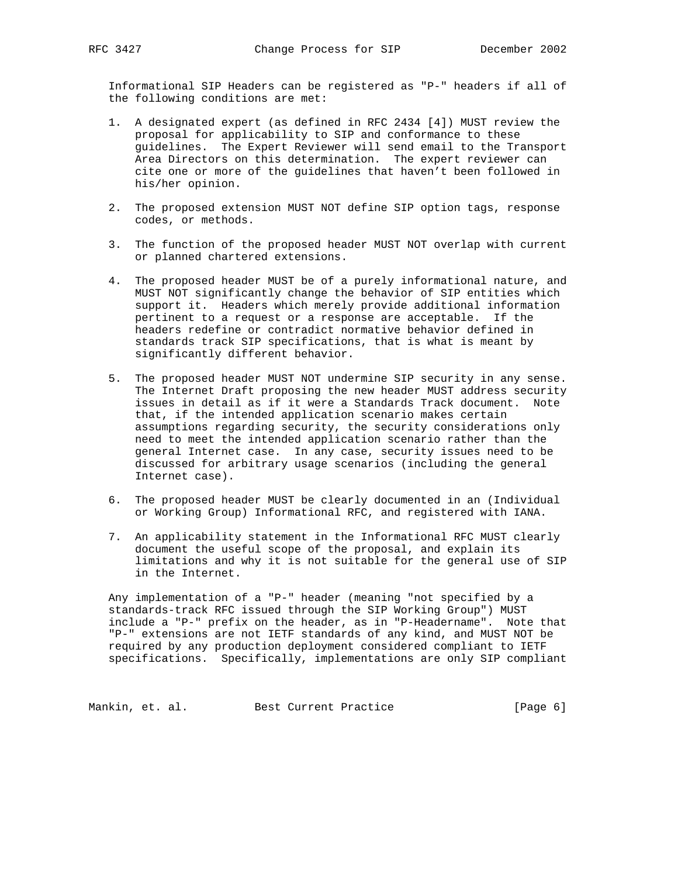Informational SIP Headers can be registered as "P-" headers if all of the following conditions are met:

1. A designated expert (as defined in RFC 2434 [4]) MUST review the proposal for applicability to SIP and conformance to these guidelines. The Expert Reviewer will send email to the Transport Area Directors on this determination. The expert reviewer can cite one or more of the guidelines that haven't been followed in his/her opinion.

2. The proposed extension MUST NOT define SIP option tags, response codes, or methods.

3. The function of the proposed header MUST NOT overlap with current or planned chartered extensions.

4. The proposed header MUST be of a purely informational nature, and MUST NOT significantly change the behavior of SIP entities which support it. Headers which merely provide additional information pertinent to a request or a response are acceptable. If the headers redefine or contradict normative behavior defined in standards track SIP specifications, that is what is meant by significantly different behavior.

5. The proposed header MUST NOT undermine SIP security in any sense. The Internet Draft proposing the new header MUST address security issues in detail as if it were a Standards Track document. Note that, if the intended application scenario makes certain assumptions regarding security, the security considerations only need to meet the intended application scenario rather than the general Internet case. In any case, security issues need to be discussed for arbitrary usage scenarios (including the general Internet case).

6. The proposed header MUST be clearly documented in an (Individual or Working Group) Informational RFC, and registered with IANA.

7. An applicability statement in the Informational RFC MUST clearly document the useful scope of the proposal, and explain its limitations and why it is not suitable for the general use of SIP in the Internet.

Any implementation of a "P-" header (meaning "not specified by a standards-track RFC issued through the SIP Working Group") MUST include a "P-" prefix on the header, as in "P-Headername". Note that "P-" extensions are not IETF standards of any kind, and MUST NOT be required by any production deployment considered compliant to IETF specifications. Specifically, implementations are only SIP compliant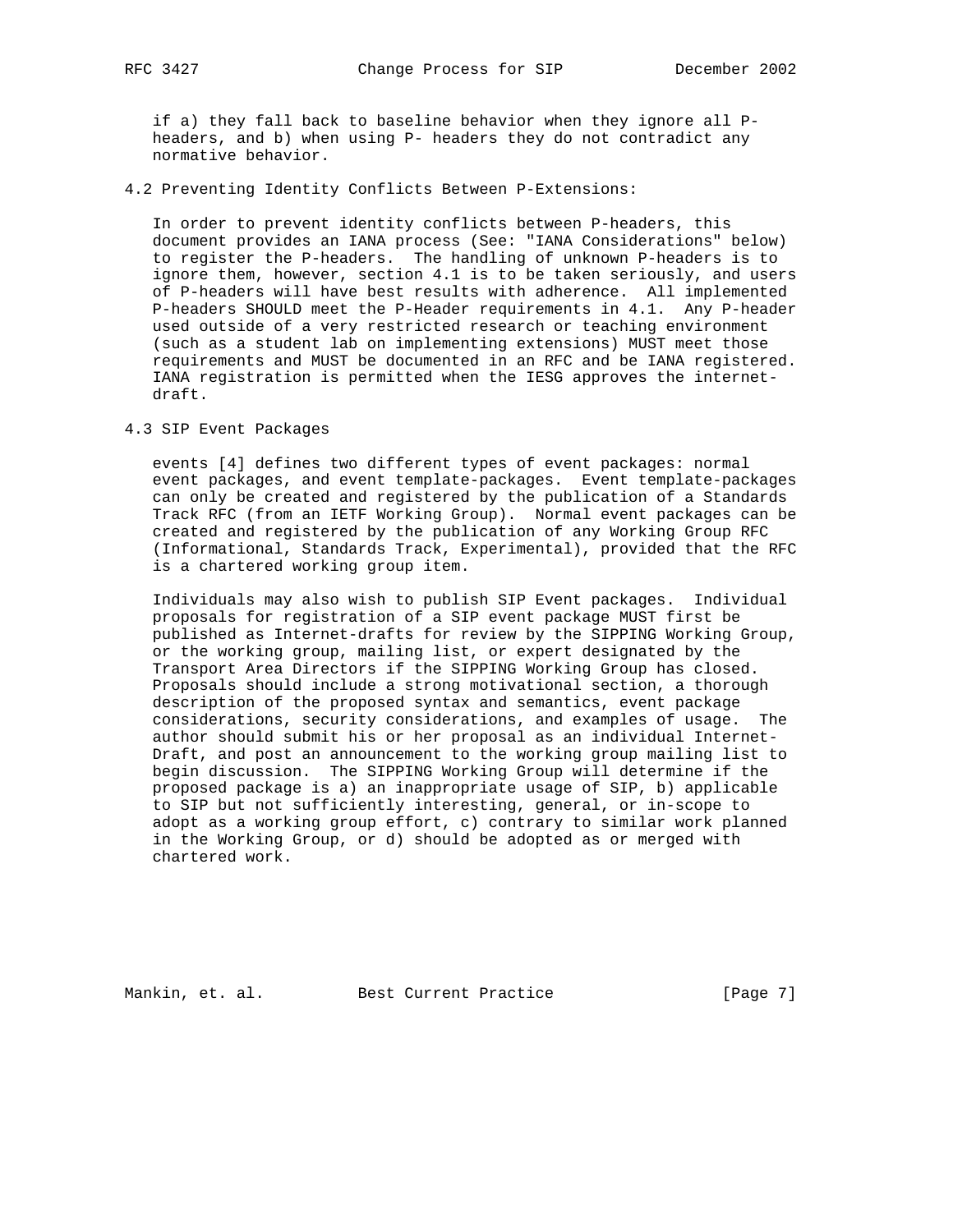if a) they fall back to baseline behavior when they ignore all P-headers, and b) when using P- headers they do not contradict any normative behavior.

## 4.2 Preventing Identity Conflicts Between P-Extensions:

In order to prevent identity conflicts between P-headers, this document provides an IANA process (See: "IANA Considerations" below) to register the P-headers. The handling of unknown P-headers is to ignore them, however, section 4.1 is to be taken seriously, and users of P-headers will have best results with adherence. All implemented P-headers SHOULD meet the P-Header requirements in 4.1. Any P-header used outside of a very restricted research or teaching environment (such as a student lab on implementing extensions) MUST meet those requirements and MUST be documented in an RFC and be IANA registered. IANA registration is permitted when the IESG approves the internet-draft.

## 4.3 SIP Event Packages

events [4] defines two different types of event packages: normal event packages, and event template-packages. Event template-packages can only be created and registered by the publication of a Standards Track RFC (from an IETF Working Group). Normal event packages can be created and registered by the publication of any Working Group RFC (Informational, Standards Track, Experimental), provided that the RFC is a chartered working group item.

Individuals may also wish to publish SIP Event packages. Individual proposals for registration of a SIP event package MUST first be published as Internet-drafts for review by the SIPPING Working Group, or the working group, mailing list, or expert designated by the Transport Area Directors if the SIPPING Working Group has closed. Proposals should include a strong motivational section, a thorough description of the proposed syntax and semantics, event package considerations, security considerations, and examples of usage. The author should submit his or her proposal as an individual Internet-Draft, and post an announcement to the working group mailing list to begin discussion. The SIPPING Working Group will determine if the proposed package is a) an inappropriate usage of SIP, b) applicable to SIP but not sufficiently interesting, general, or in-scope to adopt as a working group effort, c) contrary to similar work planned in the Working Group, or d) should be adopted as or merged with chartered work.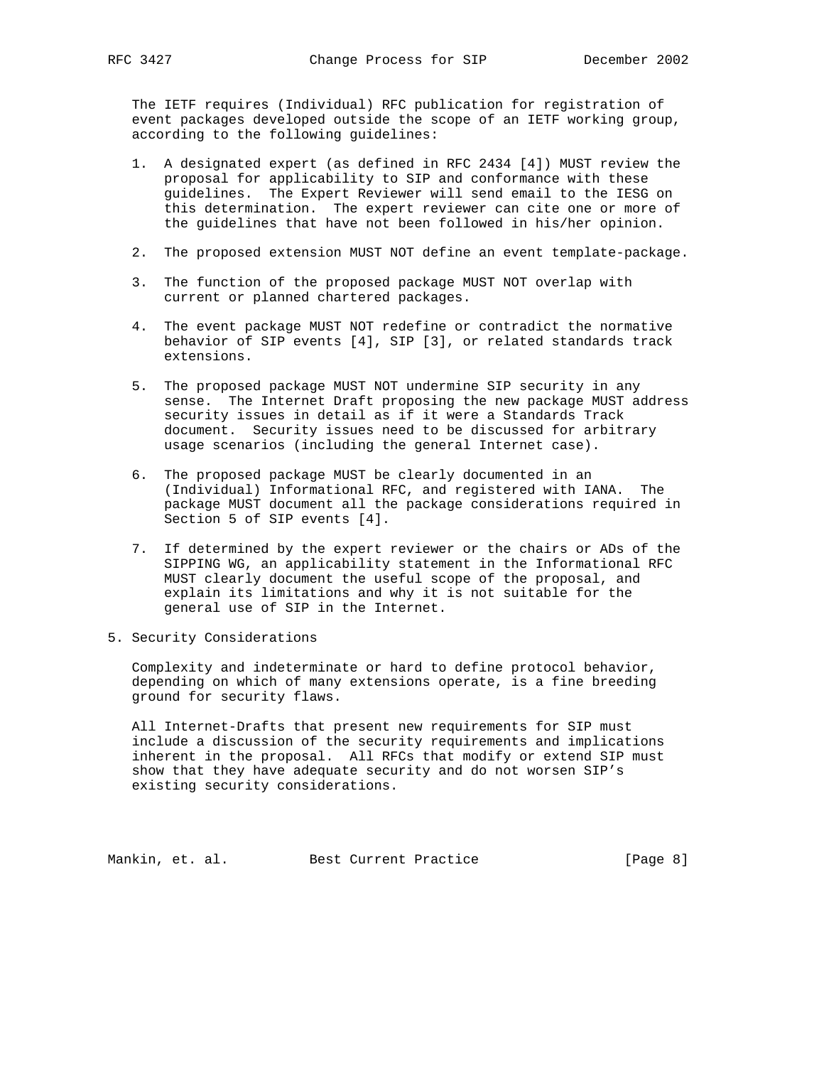The IETF requires (Individual) RFC publication for registration of event packages developed outside the scope of an IETF working group, according to the following guidelines:

1. A designated expert (as defined in RFC 2434 [4]) MUST review the proposal for applicability to SIP and conformance with these guidelines. The Expert Reviewer will send email to the IESG on this determination. The expert reviewer can cite one or more of the guidelines that have not been followed in his/her opinion.

2. The proposed extension MUST NOT define an event template-package.

3. The function of the proposed package MUST NOT overlap with current or planned chartered packages.

4. The event package MUST NOT redefine or contradict the normative behavior of SIP events [4], SIP [3], or related standards track extensions.

5. The proposed package MUST NOT undermine SIP security in any sense. The Internet Draft proposing the new package MUST address security issues in detail as if it were a Standards Track document. Security issues need to be discussed for arbitrary usage scenarios (including the general Internet case).

6. The proposed package MUST be clearly documented in an (Individual) Informational RFC, and registered with IANA. The package MUST document all the package considerations required in Section 5 of SIP events [4].

7. If determined by the expert reviewer or the chairs or ADs of the SIPPING WG, an applicability statement in the Informational RFC MUST clearly document the useful scope of the proposal, and explain its limitations and why it is not suitable for the general use of SIP in the Internet.

## 5. Security Considerations

Complexity and indeterminate or hard to define protocol behavior, depending on which of many extensions operate, is a fine breeding ground for security flaws.

All Internet-Drafts that present new requirements for SIP must include a discussion of the security requirements and implications inherent in the proposal. All RFCs that modify or extend SIP must show that they have adequate security and do not worsen SIP's existing security considerations.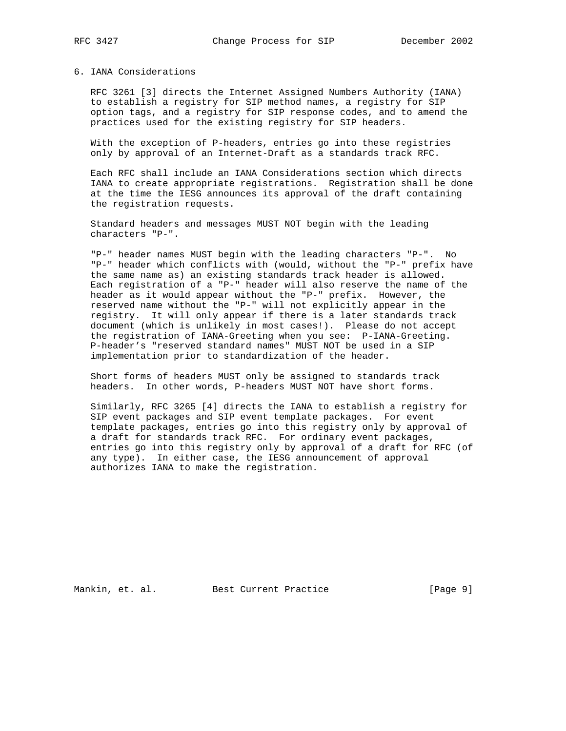## 6. IANA Considerations

RFC 3261 [3] directs the Internet Assigned Numbers Authority (IANA) to establish a registry for SIP method names, a registry for SIP option tags, and a registry for SIP response codes, and to amend the practices used for the existing registry for SIP headers.

With the exception of P-headers, entries go into these registries only by approval of an Internet-Draft as a standards track RFC.

Each RFC shall include an IANA Considerations section which directs IANA to create appropriate registrations. Registration shall be done at the time the IESG announces its approval of the draft containing the registration requests.

Standard headers and messages MUST NOT begin with the leading characters "P-".

"P-" header names MUST begin with the leading characters "P-". No "P-" header which conflicts with (would, without the "P-" prefix have the same name as) an existing standards track header is allowed. Each registration of a "P-" header will also reserve the name of the header as it would appear without the "P-" prefix. However, the reserved name without the "P-" will not explicitly appear in the registry. It will only appear if there is a later standards track document (which is unlikely in most cases!). Please do not accept the registration of IANA-Greeting when you see: P-IANA-Greeting. P-header's "reserved standard names" MUST NOT be used in a SIP implementation prior to standardization of the header.

Short forms of headers MUST only be assigned to standards track headers. In other words, P-headers MUST NOT have short forms.

Similarly, RFC 3265 [4] directs the IANA to establish a registry for SIP event packages and SIP event template packages. For event template packages, entries go into this registry only by approval of a draft for standards track RFC. For ordinary event packages, entries go into this registry only by approval of a draft for RFC (of any type). In either case, the IESG announcement of approval authorizes IANA to make the registration.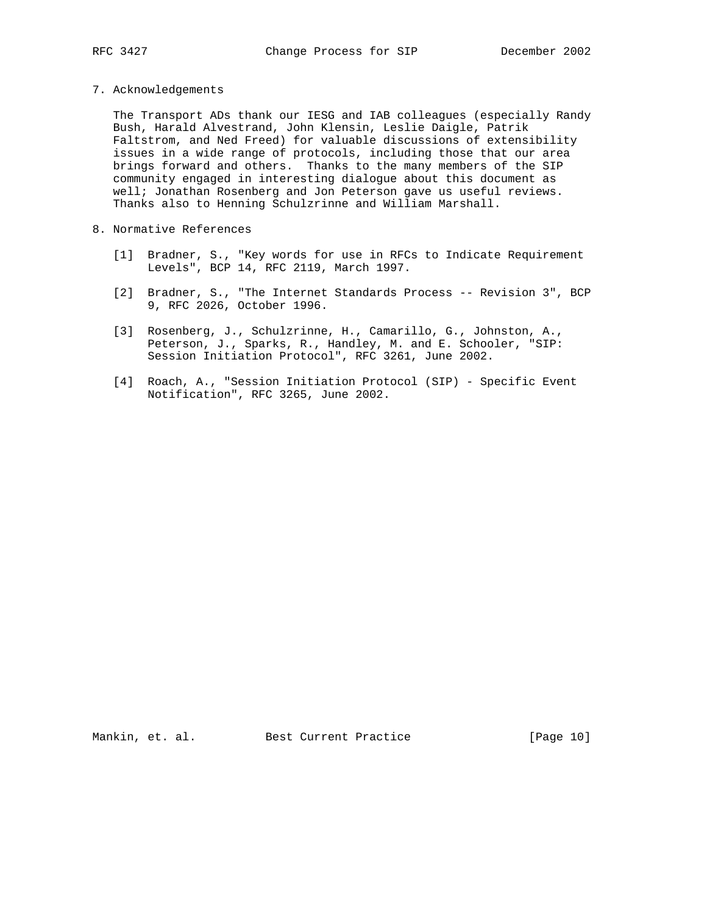## 7. Acknowledgements

The Transport ADs thank our IESG and IAB colleagues (especially Randy Bush, Harald Alvestrand, John Klensin, Leslie Daigle, Patrik Faltstrom, and Ned Freed) for valuable discussions of extensibility issues in a wide range of protocols, including those that our area brings forward and others. Thanks to the many members of the SIP community engaged in interesting dialogue about this document as well; Jonathan Rosenberg and Jon Peterson gave us useful reviews. Thanks also to Henning Schulzrinne and William Marshall.

## 8. Normative References

[1] Bradner, S., "Key words for use in RFCs to Indicate Requirement Levels", BCP 14, RFC 2119, March 1997.

[2] Bradner, S., "The Internet Standards Process -- Revision 3", BCP 9, RFC 2026, October 1996.

[3] Rosenberg, J., Schulzrinne, H., Camarillo, G., Johnston, A., Peterson, J., Sparks, R., Handley, M. and E. Schooler, "SIP: Session Initiation Protocol", RFC 3261, June 2002.

[4] Roach, A., "Session Initiation Protocol (SIP) - Specific Event Notification", RFC 3265, June 2002.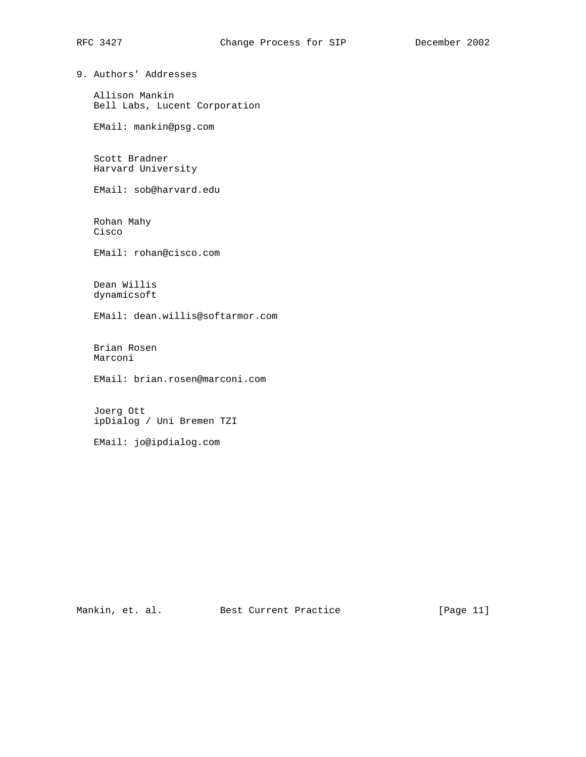## 9. Authors' Addresses

Allison Mankin
Bell Labs, Lucent Corporation

EMail: mankin@psg.com

Scott Bradner
Harvard University

EMail: sob@harvard.edu

Rohan Mahy
Cisco

EMail: rohan@cisco.com

Dean Willis
dynamicsoft

EMail: dean.willis@softarmor.com

Brian Rosen
Marconi

EMail: brian.rosen@marconi.com

Joerg Ott
ipDialog / Uni Bremen TZI

EMail: jo@ipdialog.com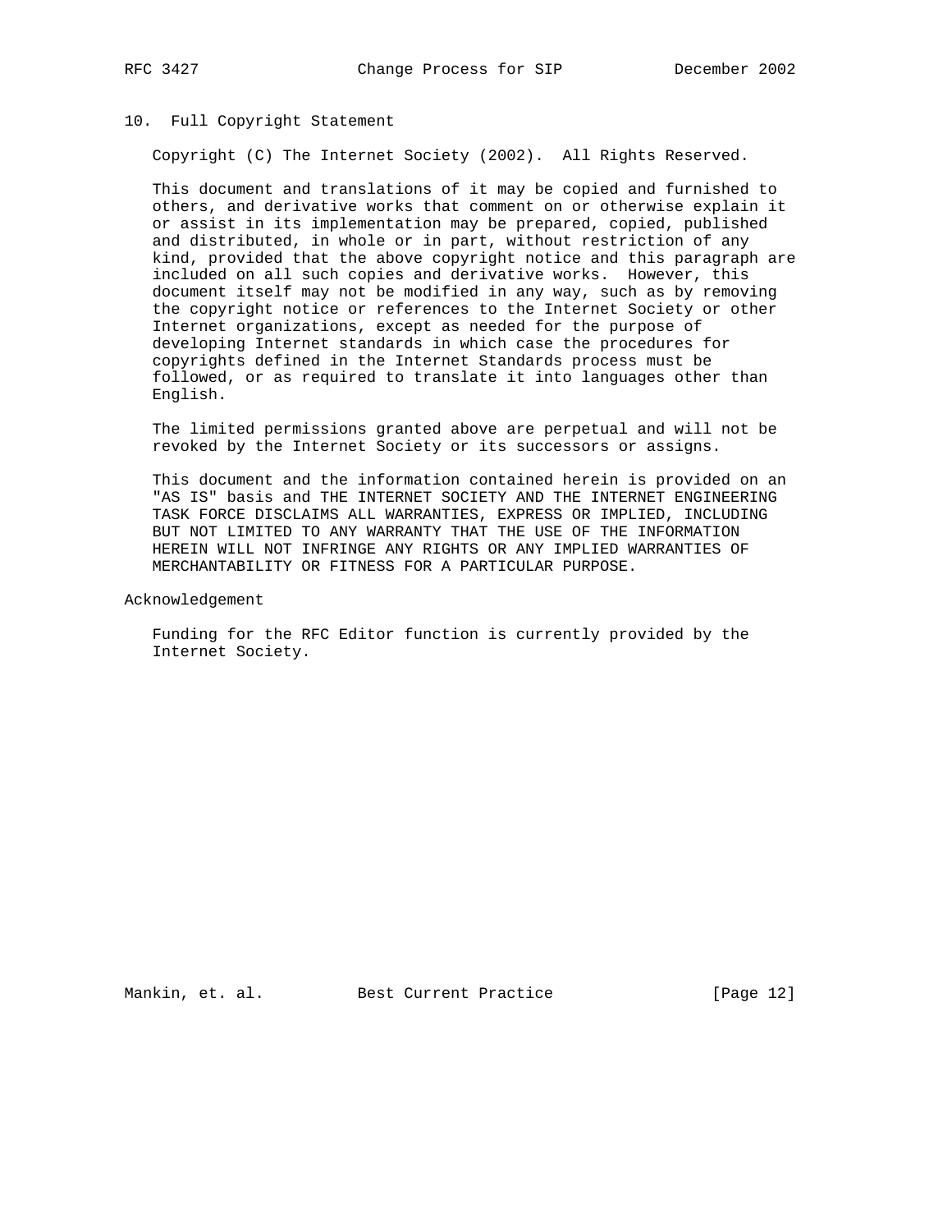## 10. Full Copyright Statement

Copyright (C) The Internet Society (2002). All Rights Reserved.

This document and translations of it may be copied and furnished to others, and derivative works that comment on or otherwise explain it or assist in its implementation may be prepared, copied, published and distributed, in whole or in part, without restriction of any kind, provided that the above copyright notice and this paragraph are included on all such copies and derivative works. However, this document itself may not be modified in any way, such as by removing the copyright notice or references to the Internet Society or other Internet organizations, except as needed for the purpose of developing Internet standards in which case the procedures for copyrights defined in the Internet Standards process must be followed, or as required to translate it into languages other than English.

The limited permissions granted above are perpetual and will not be revoked by the Internet Society or its successors or assigns.

This document and the information contained herein is provided on an "AS IS" basis and THE INTERNET SOCIETY AND THE INTERNET ENGINEERING TASK FORCE DISCLAIMS ALL WARRANTIES, EXPRESS OR IMPLIED, INCLUDING BUT NOT LIMITED TO ANY WARRANTY THAT THE USE OF THE INFORMATION HEREIN WILL NOT INFRINGE ANY RIGHTS OR ANY IMPLIED WARRANTIES OF MERCHANTABILITY OR FITNESS FOR A PARTICULAR PURPOSE.

## Acknowledgement

Funding for the RFC Editor function is currently provided by the Internet Society.